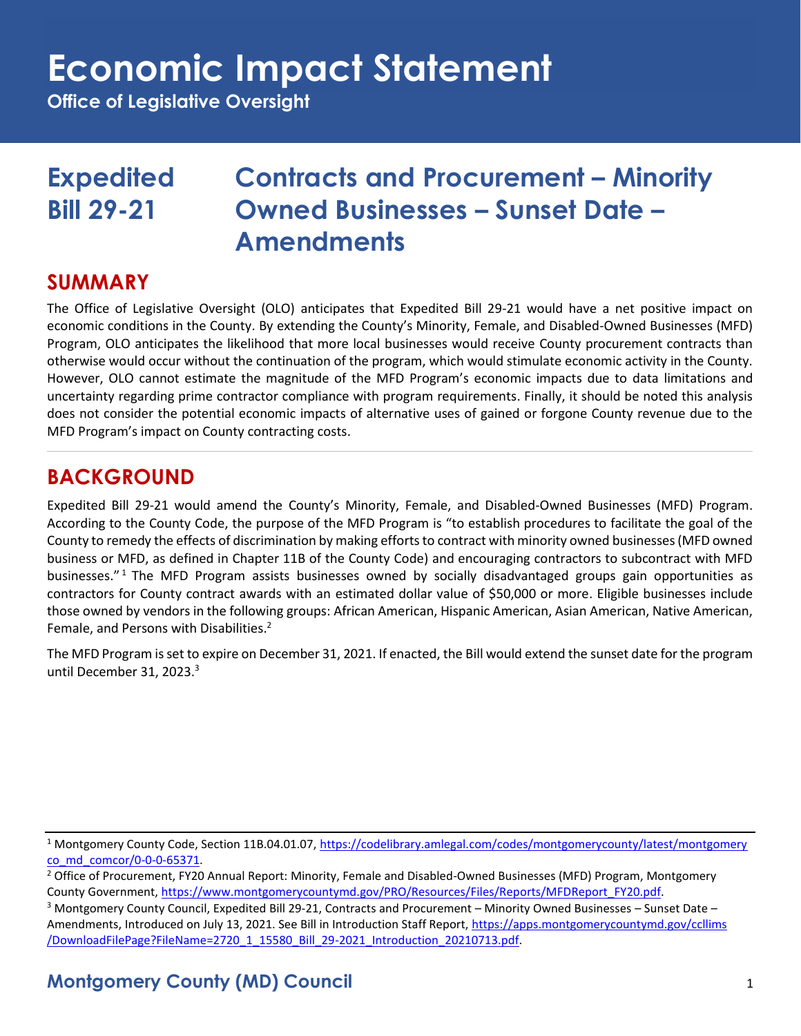# Economic Impact Statement

**Office of Legislative Oversight**

## Expedited Bill 29-21 — Contracts and Procurement – Minority Owned Businesses – Sunset Date – Amendments

## SUMMARY

The Office of Legislative Oversight (OLO) anticipates that Expedited Bill 29-21 would have a net positive impact on economic conditions in the County. By extending the County's Minority, Female, and Disabled-Owned Businesses (MFD) Program, OLO anticipates the likelihood that more local businesses would receive County procurement contracts than otherwise would occur without the continuation of the program, which would stimulate economic activity in the County. However, OLO cannot estimate the magnitude of the MFD Program's economic impacts due to data limitations and uncertainty regarding prime contractor compliance with program requirements. Finally, it should be noted this analysis does not consider the potential economic impacts of alternative uses of gained or forgone County revenue due to the MFD Program's impact on County contracting costs.

## BACKGROUND

Expedited Bill 29-21 would amend the County's Minority, Female, and Disabled-Owned Businesses (MFD) Program. According to the County Code, the purpose of the MFD Program is "to establish procedures to facilitate the goal of the County to remedy the effects of discrimination by making efforts to contract with minority owned businesses (MFD owned business or MFD, as defined in Chapter 11B of the County Code) and encouraging contractors to subcontract with MFD businesses."[1] The MFD Program assists businesses owned by socially disadvantaged groups gain opportunities as contractors for County contract awards with an estimated dollar value of $50,000 or more. Eligible businesses include those owned by vendors in the following groups: African American, Hispanic American, Asian American, Native American, Female, and Persons with Disabilities.[2]

The MFD Program is set to expire on December 31, 2021. If enacted, the Bill would extend the sunset date for the program until December 31, 2023.[3]

---

[1] Montgomery County Code, Section 11B.04.01.07, https://codelibrary.amlegal.com/codes/montgomerycounty/latest/montgomeryco_md_comcor/0-0-0-65371.

[2] Office of Procurement, FY20 Annual Report: Minority, Female and Disabled-Owned Businesses (MFD) Program, Montgomery County Government, https://www.montgomerycountymd.gov/PRO/Resources/Files/Reports/MFDReport_FY20.pdf.

[3] Montgomery County Council, Expedited Bill 29-21, Contracts and Procurement – Minority Owned Businesses – Sunset Date – Amendments, Introduced on July 13, 2021. See Bill in Introduction Staff Report, https://apps.montgomerycountymd.gov/ccllims/DownloadFilePage?FileName=2720_1_15580_Bill_29-2021_Introduction_20210713.pdf.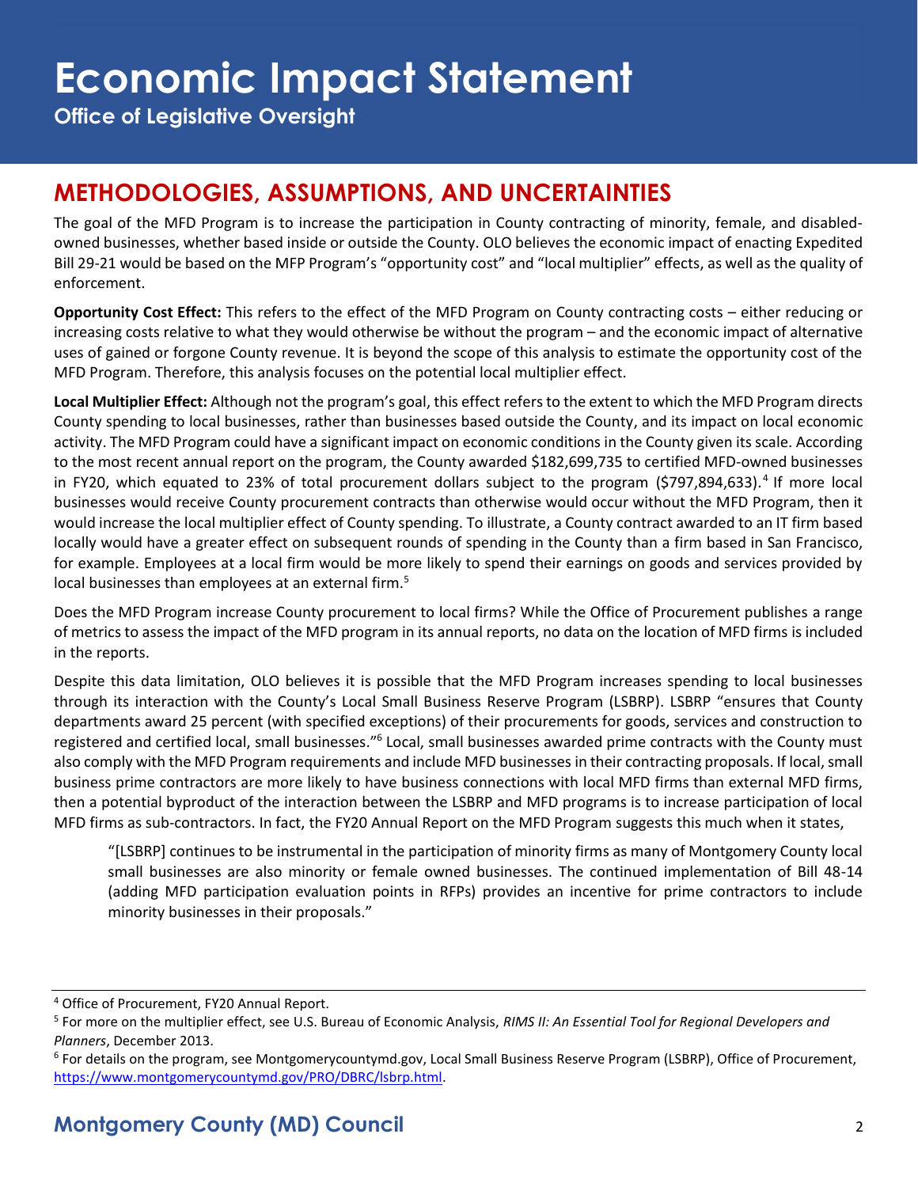## METHODOLOGIES, ASSUMPTIONS, AND UNCERTAINTIES

The goal of the MFD Program is to increase the participation in County contracting of minority, female, and disabled-owned businesses, whether based inside or outside the County. OLO believes the economic impact of enacting Expedited Bill 29-21 would be based on the MFP Program's "opportunity cost" and "local multiplier" effects, as well as the quality of enforcement.

**Opportunity Cost Effect:** This refers to the effect of the MFD Program on County contracting costs – either reducing or increasing costs relative to what they would otherwise be without the program – and the economic impact of alternative uses of gained or forgone County revenue. It is beyond the scope of this analysis to estimate the opportunity cost of the MFD Program. Therefore, this analysis focuses on the potential local multiplier effect.

**Local Multiplier Effect:** Although not the program's goal, this effect refers to the extent to which the MFD Program directs County spending to local businesses, rather than businesses based outside the County, and its impact on local economic activity. The MFD Program could have a significant impact on economic conditions in the County given its scale. According to the most recent annual report on the program, the County awarded $182,699,735 to certified MFD-owned businesses in FY20, which equated to 23% of total procurement dollars subject to the program ($797,894,633).[4] If more local businesses would receive County procurement contracts than otherwise would occur without the MFD Program, then it would increase the local multiplier effect of County spending. To illustrate, a County contract awarded to an IT firm based locally would have a greater effect on subsequent rounds of spending in the County than a firm based in San Francisco, for example. Employees at a local firm would be more likely to spend their earnings on goods and services provided by local businesses than employees at an external firm.[5]

Does the MFD Program increase County procurement to local firms? While the Office of Procurement publishes a range of metrics to assess the impact of the MFD program in its annual reports, no data on the location of MFD firms is included in the reports.

Despite this data limitation, OLO believes it is possible that the MFD Program increases spending to local businesses through its interaction with the County's Local Small Business Reserve Program (LSBRP). LSBRP "ensures that County departments award 25 percent (with specified exceptions) of their procurements for goods, services and construction to registered and certified local, small businesses."[6] Local, small businesses awarded prime contracts with the County must also comply with the MFD Program requirements and include MFD businesses in their contracting proposals. If local, small business prime contractors are more likely to have business connections with local MFD firms than external MFD firms, then a potential byproduct of the interaction between the LSBRP and MFD programs is to increase participation of local MFD firms as sub-contractors. In fact, the FY20 Annual Report on the MFD Program suggests this much when it states,

> "[LSBRP] continues to be instrumental in the participation of minority firms as many of Montgomery County local small businesses are also minority or female owned businesses. The continued implementation of Bill 48-14 (adding MFD participation evaluation points in RFPs) provides an incentive for prime contractors to include minority businesses in their proposals."

---

[4] Office of Procurement, FY20 Annual Report.

[5] For more on the multiplier effect, see U.S. Bureau of Economic Analysis, *RIMS II: An Essential Tool for Regional Developers and Planners*, December 2013.

[6] For details on the program, see Montgomerycountymd.gov, Local Small Business Reserve Program (LSBRP), Office of Procurement, https://www.montgomerycountymd.gov/PRO/DBRC/lsbrp.html.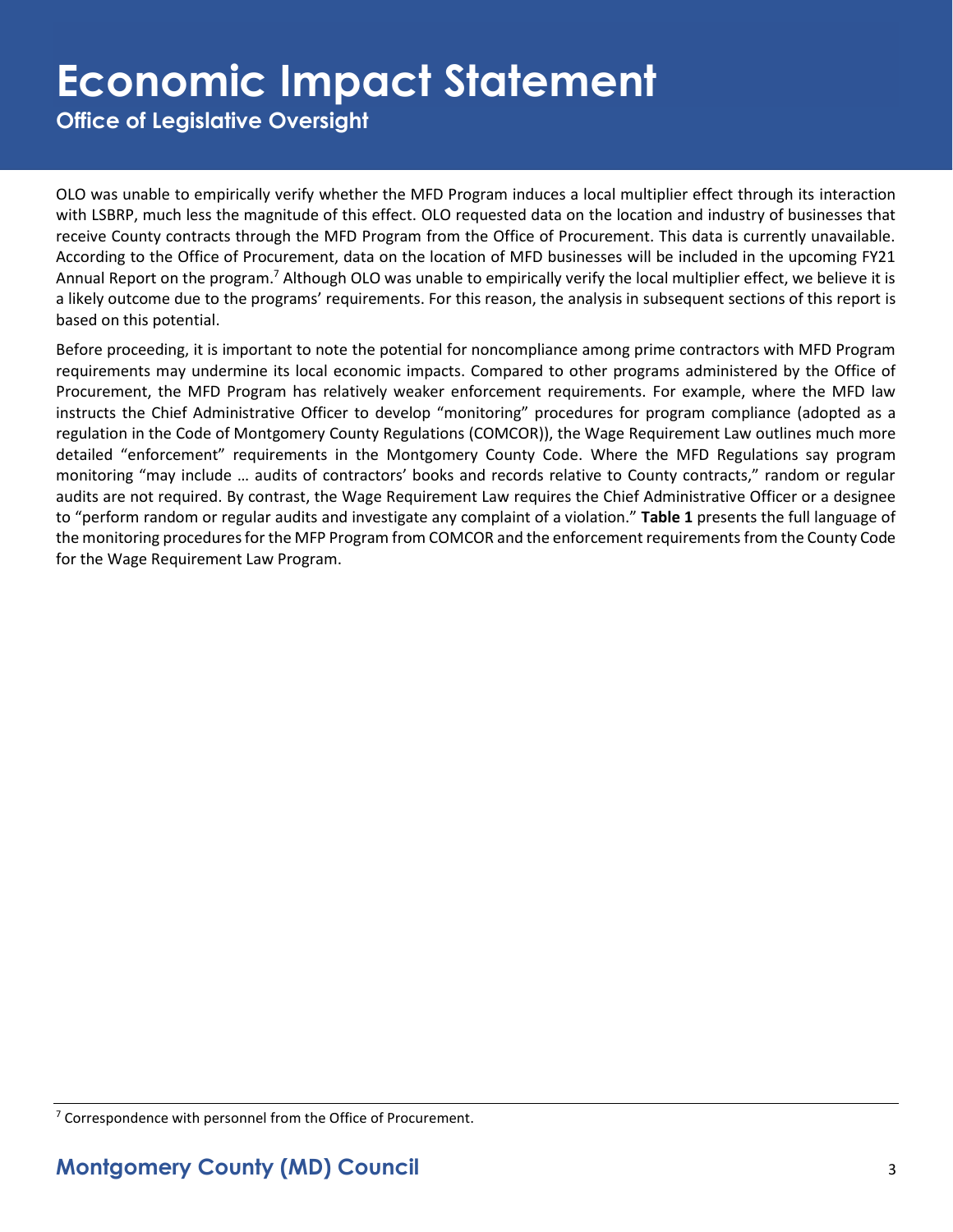OLO was unable to empirically verify whether the MFD Program induces a local multiplier effect through its interaction with LSBRP, much less the magnitude of this effect. OLO requested data on the location and industry of businesses that receive County contracts through the MFD Program from the Office of Procurement. This data is currently unavailable. According to the Office of Procurement, data on the location of MFD businesses will be included in the upcoming FY21 Annual Report on the program.[7] Although OLO was unable to empirically verify the local multiplier effect, we believe it is a likely outcome due to the programs' requirements. For this reason, the analysis in subsequent sections of this report is based on this potential.

Before proceeding, it is important to note the potential for noncompliance among prime contractors with MFD Program requirements may undermine its local economic impacts. Compared to other programs administered by the Office of Procurement, the MFD Program has relatively weaker enforcement requirements. For example, where the MFD law instructs the Chief Administrative Officer to develop "monitoring" procedures for program compliance (adopted as a regulation in the Code of Montgomery County Regulations (COMCOR)), the Wage Requirement Law outlines much more detailed "enforcement" requirements in the Montgomery County Code. Where the MFD Regulations say program monitoring "may include … audits of contractors' books and records relative to County contracts," random or regular audits are not required. By contrast, the Wage Requirement Law requires the Chief Administrative Officer or a designee to "perform random or regular audits and investigate any complaint of a violation." **Table 1** presents the full language of the monitoring procedures for the MFP Program from COMCOR and the enforcement requirements from the County Code for the Wage Requirement Law Program.

---

[7] Correspondence with personnel from the Office of Procurement.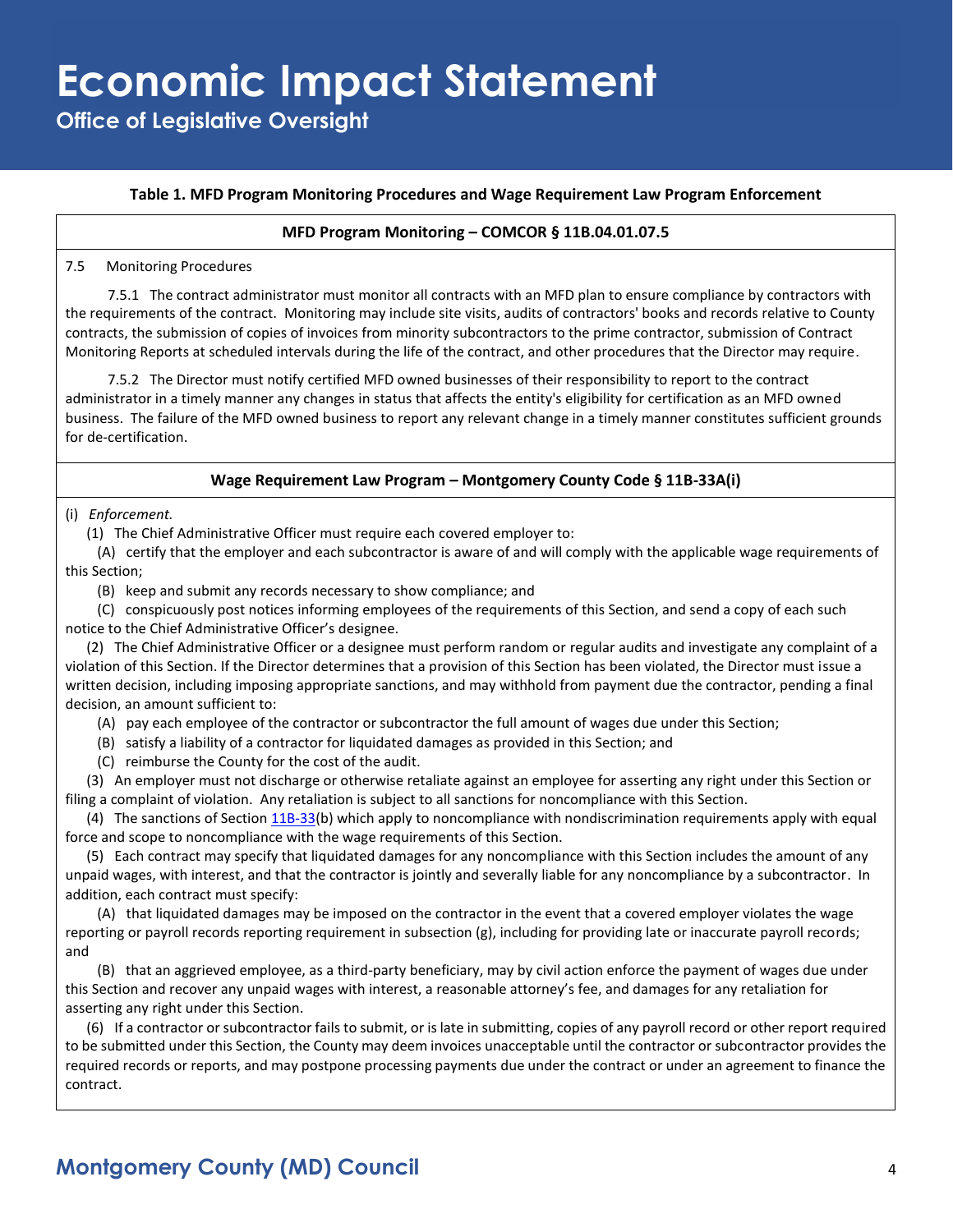**Table 1. MFD Program Monitoring Procedures and Wage Requirement Law Program Enforcement**

**MFD Program Monitoring – COMCOR § 11B.04.01.07.5**

7.5 Monitoring Procedures

7.5.1 The contract administrator must monitor all contracts with an MFD plan to ensure compliance by contractors with the requirements of the contract. Monitoring may include site visits, audits of contractors' books and records relative to County contracts, the submission of copies of invoices from minority subcontractors to the prime contractor, submission of Contract Monitoring Reports at scheduled intervals during the life of the contract, and other procedures that the Director may require.

7.5.2 The Director must notify certified MFD owned businesses of their responsibility to report to the contract administrator in a timely manner any changes in status that affects the entity's eligibility for certification as an MFD owned business. The failure of the MFD owned business to report any relevant change in a timely manner constitutes sufficient grounds for de-certification.

**Wage Requirement Law Program – Montgomery County Code § 11B-33A(i)**

(i) *Enforcement.*

(1) The Chief Administrative Officer must require each covered employer to:

(A) certify that the employer and each subcontractor is aware of and will comply with the applicable wage requirements of this Section;

(B) keep and submit any records necessary to show compliance; and

(C) conspicuously post notices informing employees of the requirements of this Section, and send a copy of each such notice to the Chief Administrative Officer's designee.

(2) The Chief Administrative Officer or a designee must perform random or regular audits and investigate any complaint of a violation of this Section. If the Director determines that a provision of this Section has been violated, the Director must issue a written decision, including imposing appropriate sanctions, and may withhold from payment due the contractor, pending a final decision, an amount sufficient to:

(A) pay each employee of the contractor or subcontractor the full amount of wages due under this Section;

(B) satisfy a liability of a contractor for liquidated damages as provided in this Section; and

(C) reimburse the County for the cost of the audit.

(3) An employer must not discharge or otherwise retaliate against an employee for asserting any right under this Section or filing a complaint of violation. Any retaliation is subject to all sanctions for noncompliance with this Section.

(4) The sanctions of Section 11B-33(b) which apply to noncompliance with nondiscrimination requirements apply with equal force and scope to noncompliance with the wage requirements of this Section.

(5) Each contract may specify that liquidated damages for any noncompliance with this Section includes the amount of any unpaid wages, with interest, and that the contractor is jointly and severally liable for any noncompliance by a subcontractor. In addition, each contract must specify:

(A) that liquidated damages may be imposed on the contractor in the event that a covered employer violates the wage reporting or payroll records reporting requirement in subsection (g), including for providing late or inaccurate payroll records; and

(B) that an aggrieved employee, as a third-party beneficiary, may by civil action enforce the payment of wages due under this Section and recover any unpaid wages with interest, a reasonable attorney's fee, and damages for any retaliation for asserting any right under this Section.

(6) If a contractor or subcontractor fails to submit, or is late in submitting, copies of any payroll record or other report required to be submitted under this Section, the County may deem invoices unacceptable until the contractor or subcontractor provides the required records or reports, and may postpone processing payments due under the contract or under an agreement to finance the contract.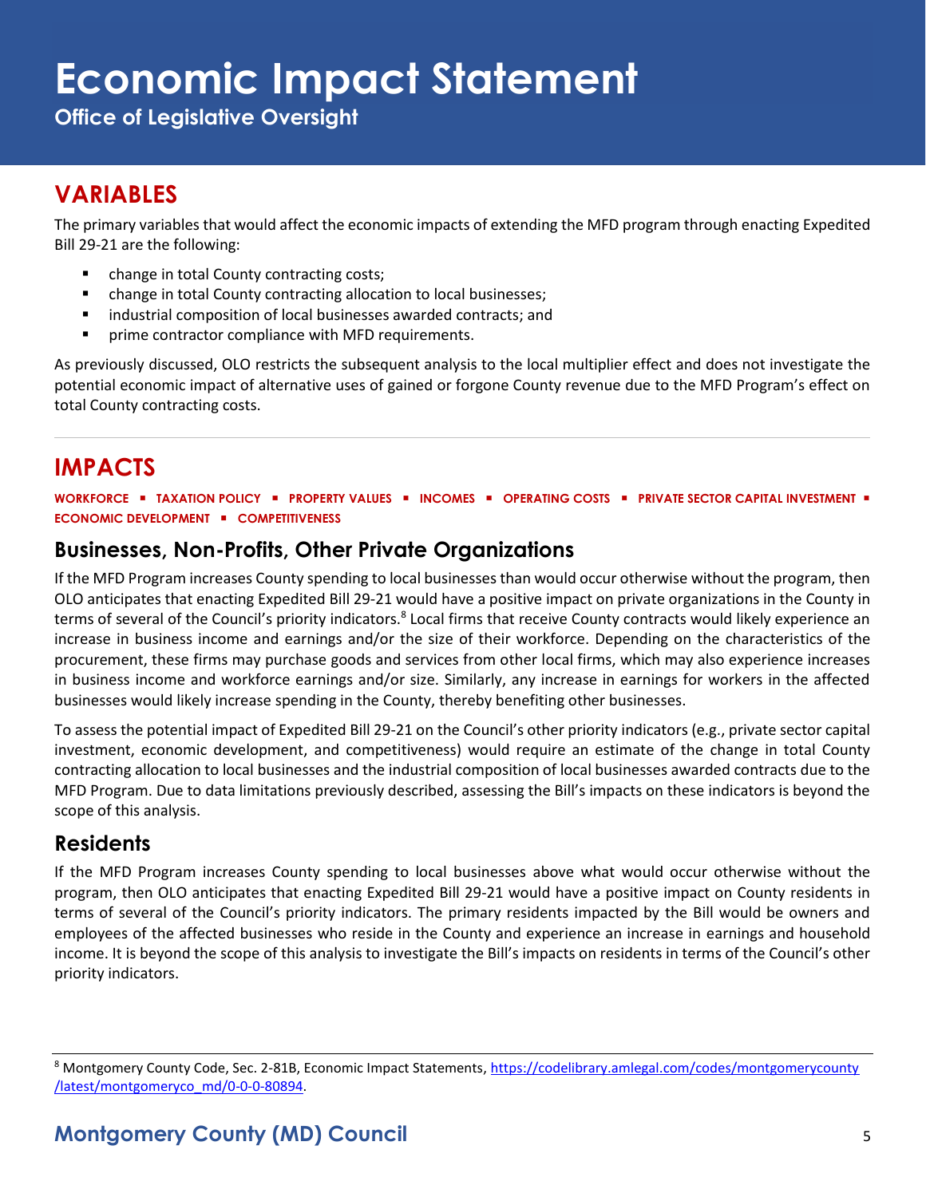## VARIABLES

The primary variables that would affect the economic impacts of extending the MFD program through enacting Expedited Bill 29-21 are the following:

- change in total County contracting costs;
- change in total County contracting allocation to local businesses;
- industrial composition of local businesses awarded contracts; and
- prime contractor compliance with MFD requirements.

As previously discussed, OLO restricts the subsequent analysis to the local multiplier effect and does not investigate the potential economic impact of alternative uses of gained or forgone County revenue due to the MFD Program's effect on total County contracting costs.

## IMPACTS

**WORKFORCE ▪ TAXATION POLICY ▪ PROPERTY VALUES ▪ INCOMES ▪ OPERATING COSTS ▪ PRIVATE SECTOR CAPITAL INVESTMENT ▪ ECONOMIC DEVELOPMENT ▪ COMPETITIVENESS**

### Businesses, Non-Profits, Other Private Organizations

If the MFD Program increases County spending to local businesses than would occur otherwise without the program, then OLO anticipates that enacting Expedited Bill 29-21 would have a positive impact on private organizations in the County in terms of several of the Council's priority indicators.[8] Local firms that receive County contracts would likely experience an increase in business income and earnings and/or the size of their workforce. Depending on the characteristics of the procurement, these firms may purchase goods and services from other local firms, which may also experience increases in business income and workforce earnings and/or size. Similarly, any increase in earnings for workers in the affected businesses would likely increase spending in the County, thereby benefiting other businesses.

To assess the potential impact of Expedited Bill 29-21 on the Council's other priority indicators (e.g., private sector capital investment, economic development, and competitiveness) would require an estimate of the change in total County contracting allocation to local businesses and the industrial composition of local businesses awarded contracts due to the MFD Program. Due to data limitations previously described, assessing the Bill's impacts on these indicators is beyond the scope of this analysis.

### Residents

If the MFD Program increases County spending to local businesses above what would occur otherwise without the program, then OLO anticipates that enacting Expedited Bill 29-21 would have a positive impact on County residents in terms of several of the Council's priority indicators. The primary residents impacted by the Bill would be owners and employees of the affected businesses who reside in the County and experience an increase in earnings and household income. It is beyond the scope of this analysis to investigate the Bill's impacts on residents in terms of the Council's other priority indicators.

---

[8] Montgomery County Code, Sec. 2-81B, Economic Impact Statements, https://codelibrary.amlegal.com/codes/montgomerycounty/latest/montgomeryco_md/0-0-0-80894.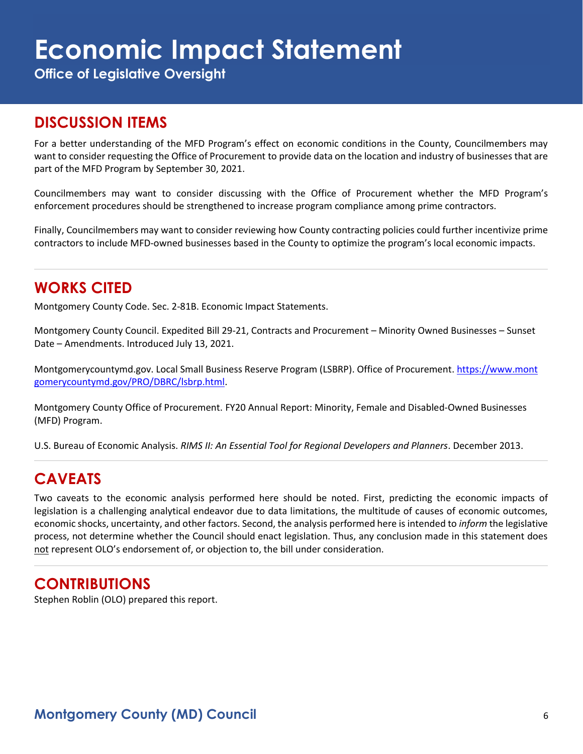# Economic Impact Statement

**Office of Legislative Oversight**

## DISCUSSION ITEMS

For a better understanding of the MFD Program's effect on economic conditions in the County, Councilmembers may want to consider requesting the Office of Procurement to provide data on the location and industry of businesses that are part of the MFD Program by September 30, 2021.

Councilmembers may want to consider discussing with the Office of Procurement whether the MFD Program's enforcement procedures should be strengthened to increase program compliance among prime contractors.

Finally, Councilmembers may want to consider reviewing how County contracting policies could further incentivize prime contractors to include MFD-owned businesses based in the County to optimize the program's local economic impacts.

## WORKS CITED

Montgomery County Code. Sec. 2-81B. Economic Impact Statements.

Montgomery County Council. Expedited Bill 29-21, Contracts and Procurement – Minority Owned Businesses – Sunset Date – Amendments. Introduced July 13, 2021.

Montgomerycountymd.gov. Local Small Business Reserve Program (LSBRP). Office of Procurement. https://www.montgomerycountymd.gov/PRO/DBRC/lsbrp.html.

Montgomery County Office of Procurement. FY20 Annual Report: Minority, Female and Disabled-Owned Businesses (MFD) Program.

U.S. Bureau of Economic Analysis. *RIMS II: An Essential Tool for Regional Developers and Planners*. December 2013.

## CAVEATS

Two caveats to the economic analysis performed here should be noted. First, predicting the economic impacts of legislation is a challenging analytical endeavor due to data limitations, the multitude of causes of economic outcomes, economic shocks, uncertainty, and other factors. Second, the analysis performed here is intended to *inform* the legislative process, not determine whether the Council should enact legislation. Thus, any conclusion made in this statement does not represent OLO's endorsement of, or objection to, the bill under consideration.

## CONTRIBUTIONS

Stephen Roblin (OLO) prepared this report.